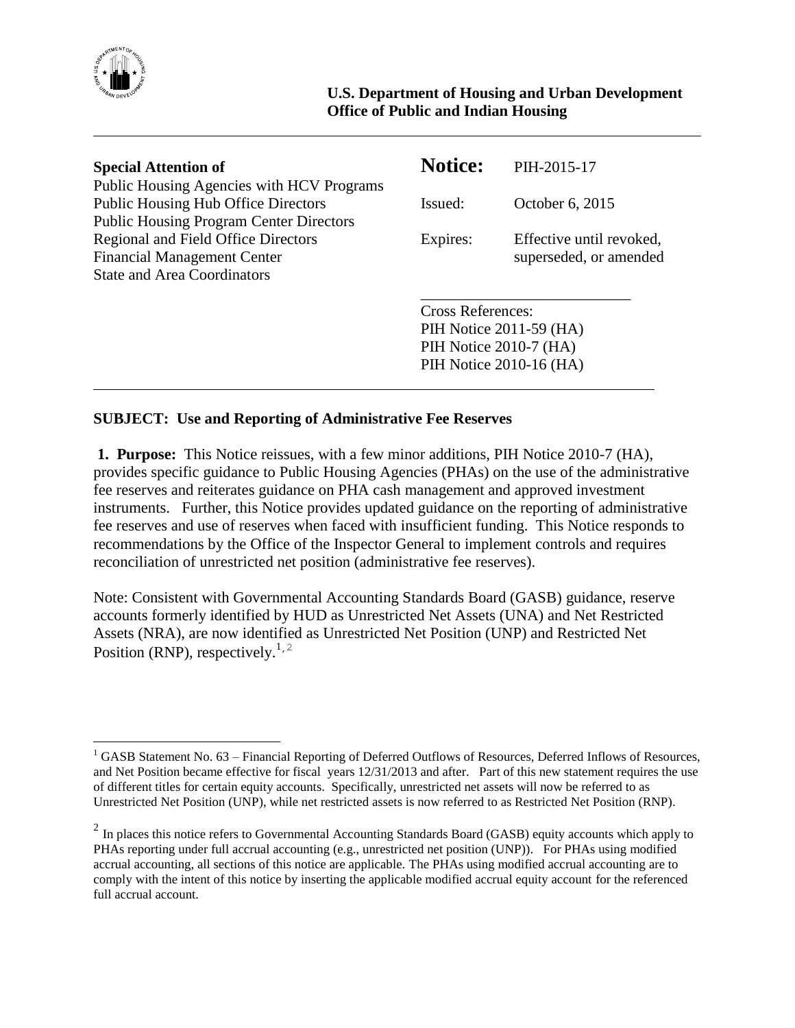**U.S. Department of Housing and Urban Development**
**Office of Public and Indian Housing**

---

**Special Attention of**
Public Housing Agencies with HCV Programs
Public Housing Hub Office Directors
Public Housing Program Center Directors
Regional and Field Office Directors
Financial Management Center
State and Area Coordinators

**Notice:** PIH-2015-17

Issued: October 6, 2015

Expires: Effective until revoked, superseded, or amended

Cross References:
PIH Notice 2011-59 (HA)
PIH Notice 2010-7 (HA)
PIH Notice 2010-16 (HA)

---

**SUBJECT: Use and Reporting of Administrative Fee Reserves**

**1. Purpose:** This Notice reissues, with a few minor additions, PIH Notice 2010-7 (HA), provides specific guidance to Public Housing Agencies (PHAs) on the use of the administrative fee reserves and reiterates guidance on PHA cash management and approved investment instruments. Further, this Notice provides updated guidance on the reporting of administrative fee reserves and use of reserves when faced with insufficient funding. This Notice responds to recommendations by the Office of the Inspector General to implement controls and requires reconciliation of unrestricted net position (administrative fee reserves).

Note: Consistent with Governmental Accounting Standards Board (GASB) guidance, reserve accounts formerly identified by HUD as Unrestricted Net Assets (UNA) and Net Restricted Assets (NRA), are now identified as Unrestricted Net Position (UNP) and Restricted Net Position (RNP), respectively.[1, 2]

---

[1] GASB Statement No. 63 – Financial Reporting of Deferred Outflows of Resources, Deferred Inflows of Resources, and Net Position became effective for fiscal years 12/31/2013 and after. Part of this new statement requires the use of different titles for certain equity accounts. Specifically, unrestricted net assets will now be referred to as Unrestricted Net Position (UNP), while net restricted assets is now referred to as Restricted Net Position (RNP).

[2] In places this notice refers to Governmental Accounting Standards Board (GASB) equity accounts which apply to PHAs reporting under full accrual accounting (e.g., unrestricted net position (UNP)). For PHAs using modified accrual accounting, all sections of this notice are applicable. The PHAs using modified accrual accounting are to comply with the intent of this notice by inserting the applicable modified accrual equity account for the referenced full accrual account.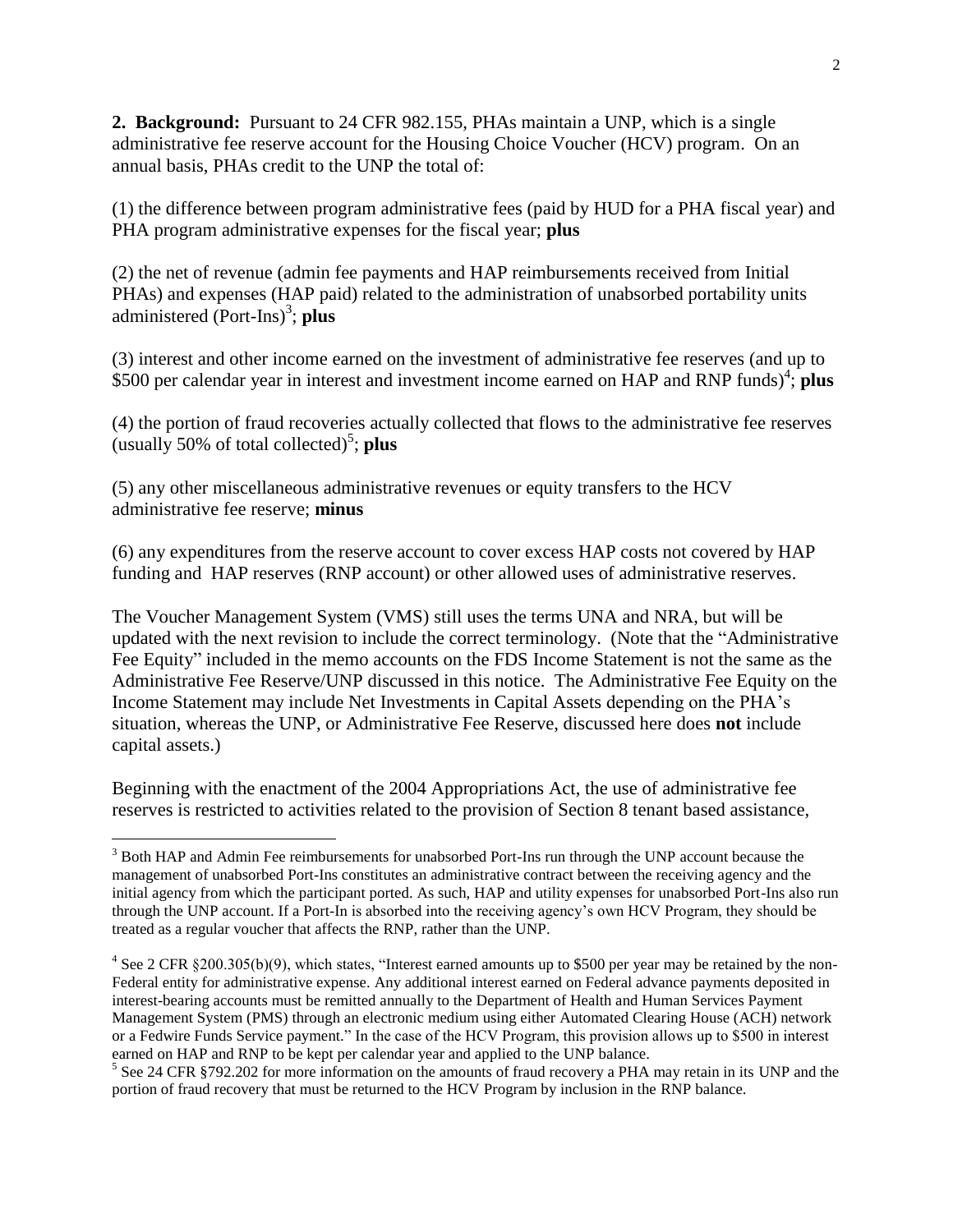**2. Background:** Pursuant to 24 CFR 982.155, PHAs maintain a UNP, which is a single administrative fee reserve account for the Housing Choice Voucher (HCV) program. On an annual basis, PHAs credit to the UNP the total of:

(1) the difference between program administrative fees (paid by HUD for a PHA fiscal year) and PHA program administrative expenses for the fiscal year; **plus**

(2) the net of revenue (admin fee payments and HAP reimbursements received from Initial PHAs) and expenses (HAP paid) related to the administration of unabsorbed portability units administered (Port-Ins)[3]; **plus**

(3) interest and other income earned on the investment of administrative fee reserves (and up to $500 per calendar year in interest and investment income earned on HAP and RNP funds)[4]; **plus**

(4) the portion of fraud recoveries actually collected that flows to the administrative fee reserves (usually 50% of total collected)[5]; **plus**

(5) any other miscellaneous administrative revenues or equity transfers to the HCV administrative fee reserve; **minus**

(6) any expenditures from the reserve account to cover excess HAP costs not covered by HAP funding and HAP reserves (RNP account) or other allowed uses of administrative reserves.

The Voucher Management System (VMS) still uses the terms UNA and NRA, but will be updated with the next revision to include the correct terminology. (Note that the "Administrative Fee Equity" included in the memo accounts on the FDS Income Statement is not the same as the Administrative Fee Reserve/UNP discussed in this notice. The Administrative Fee Equity on the Income Statement may include Net Investments in Capital Assets depending on the PHA's situation, whereas the UNP, or Administrative Fee Reserve, discussed here does **not** include capital assets.)

Beginning with the enactment of the 2004 Appropriations Act, the use of administrative fee reserves is restricted to activities related to the provision of Section 8 tenant based assistance,

---

[3] Both HAP and Admin Fee reimbursements for unabsorbed Port-Ins run through the UNP account because the management of unabsorbed Port-Ins constitutes an administrative contract between the receiving agency and the initial agency from which the participant ported. As such, HAP and utility expenses for unabsorbed Port-Ins also run through the UNP account. If a Port-In is absorbed into the receiving agency's own HCV Program, they should be treated as a regular voucher that affects the RNP, rather than the UNP.

[4] See 2 CFR §200.305(b)(9), which states, "Interest earned amounts up to $500 per year may be retained by the non-Federal entity for administrative expense. Any additional interest earned on Federal advance payments deposited in interest-bearing accounts must be remitted annually to the Department of Health and Human Services Payment Management System (PMS) through an electronic medium using either Automated Clearing House (ACH) network or a Fedwire Funds Service payment." In the case of the HCV Program, this provision allows up to $500 in interest earned on HAP and RNP to be kept per calendar year and applied to the UNP balance.

[5] See 24 CFR §792.202 for more information on the amounts of fraud recovery a PHA may retain in its UNP and the portion of fraud recovery that must be returned to the HCV Program by inclusion in the RNP balance.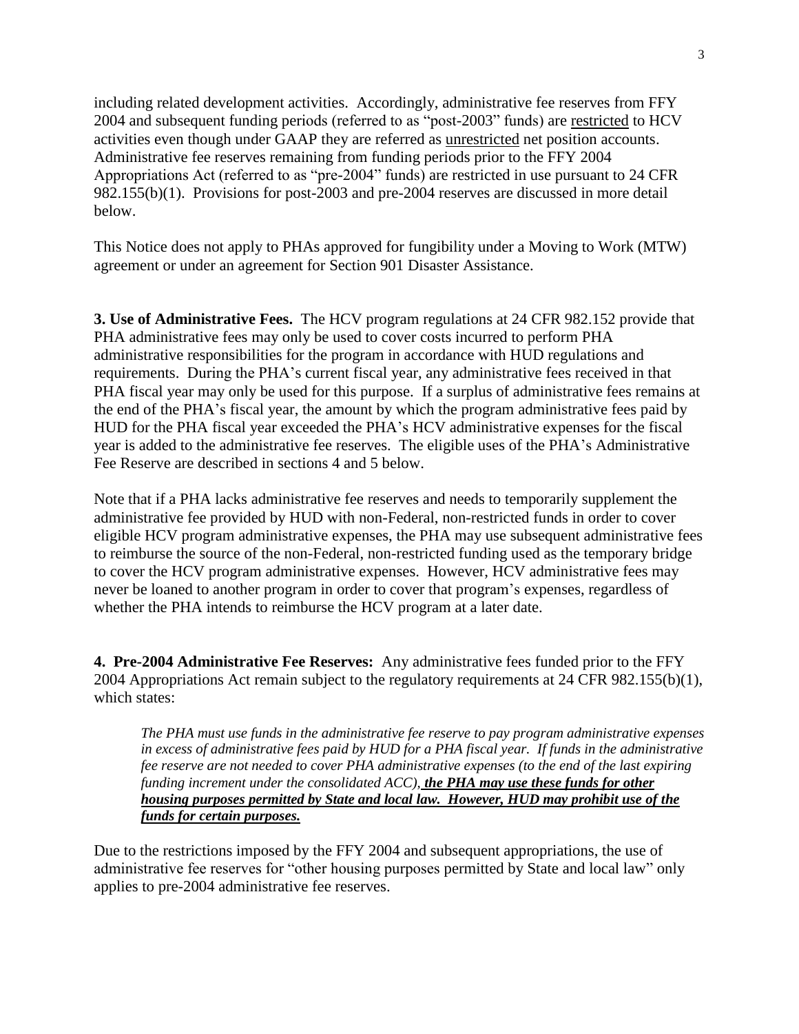including related development activities. Accordingly, administrative fee reserves from FFY 2004 and subsequent funding periods (referred to as "post-2003" funds) are <u>restricted</u> to HCV activities even though under GAAP they are referred as <u>unrestricted</u> net position accounts. Administrative fee reserves remaining from funding periods prior to the FFY 2004 Appropriations Act (referred to as "pre-2004" funds) are restricted in use pursuant to 24 CFR 982.155(b)(1). Provisions for post-2003 and pre-2004 reserves are discussed in more detail below.

This Notice does not apply to PHAs approved for fungibility under a Moving to Work (MTW) agreement or under an agreement for Section 901 Disaster Assistance.

**3. Use of Administrative Fees.** The HCV program regulations at 24 CFR 982.152 provide that PHA administrative fees may only be used to cover costs incurred to perform PHA administrative responsibilities for the program in accordance with HUD regulations and requirements. During the PHA's current fiscal year, any administrative fees received in that PHA fiscal year may only be used for this purpose. If a surplus of administrative fees remains at the end of the PHA's fiscal year, the amount by which the program administrative fees paid by HUD for the PHA fiscal year exceeded the PHA's HCV administrative expenses for the fiscal year is added to the administrative fee reserves. The eligible uses of the PHA's Administrative Fee Reserve are described in sections 4 and 5 below.

Note that if a PHA lacks administrative fee reserves and needs to temporarily supplement the administrative fee provided by HUD with non-Federal, non-restricted funds in order to cover eligible HCV program administrative expenses, the PHA may use subsequent administrative fees to reimburse the source of the non-Federal, non-restricted funding used as the temporary bridge to cover the HCV program administrative expenses. However, HCV administrative fees may never be loaned to another program in order to cover that program's expenses, regardless of whether the PHA intends to reimburse the HCV program at a later date.

**4. Pre-2004 Administrative Fee Reserves:** Any administrative fees funded prior to the FFY 2004 Appropriations Act remain subject to the regulatory requirements at 24 CFR 982.155(b)(1), which states:

> *The PHA must use funds in the administrative fee reserve to pay program administrative expenses in excess of administrative fees paid by HUD for a PHA fiscal year. If funds in the administrative fee reserve are not needed to cover PHA administrative expenses (to the end of the last expiring funding increment under the consolidated ACC),* ***<u>the PHA may use these funds for other housing purposes permitted by State and local law. However, HUD may prohibit use of the funds for certain purposes.</u>***

Due to the restrictions imposed by the FFY 2004 and subsequent appropriations, the use of administrative fee reserves for "other housing purposes permitted by State and local law" only applies to pre-2004 administrative fee reserves.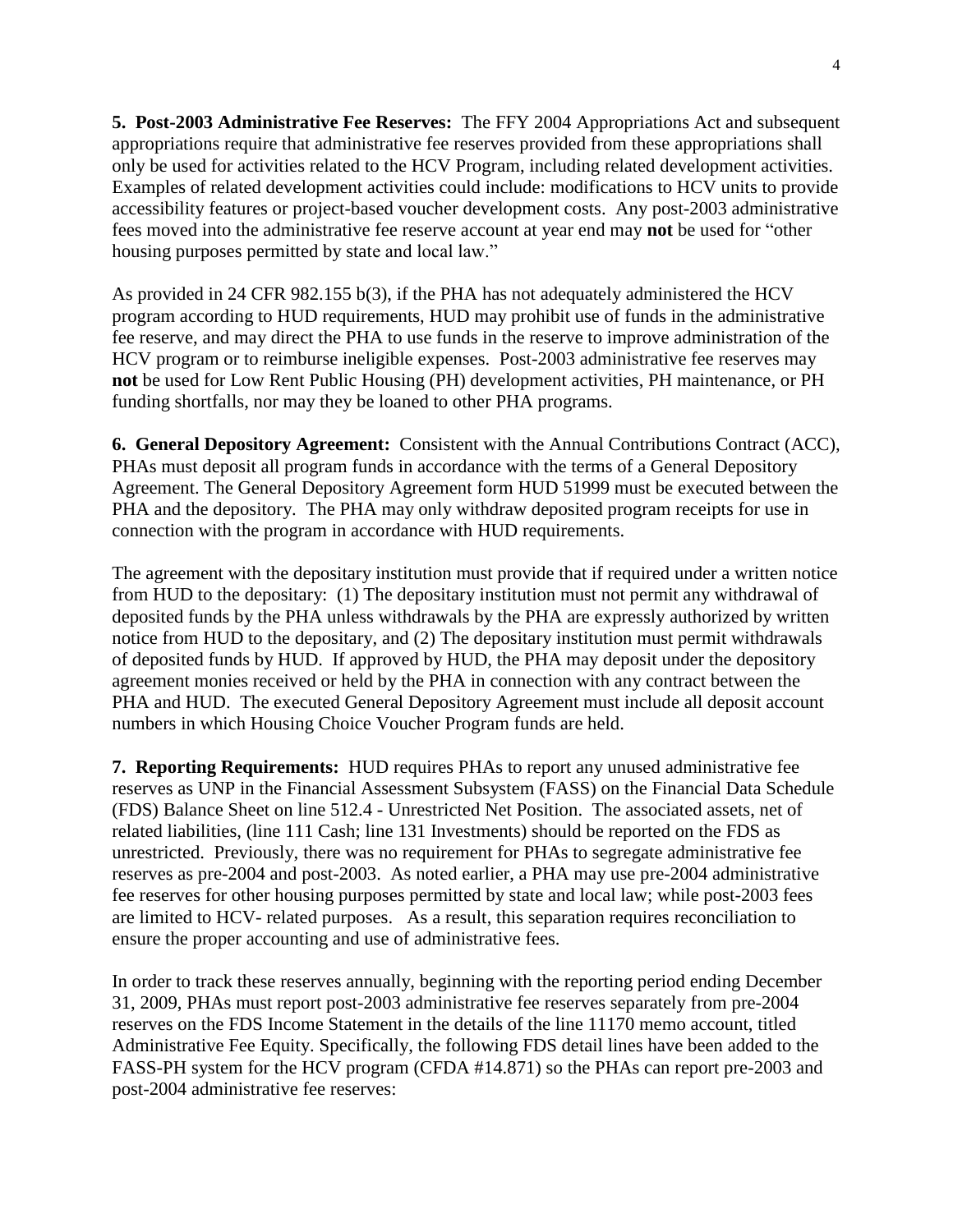**5. Post-2003 Administrative Fee Reserves:** The FFY 2004 Appropriations Act and subsequent appropriations require that administrative fee reserves provided from these appropriations shall only be used for activities related to the HCV Program, including related development activities. Examples of related development activities could include: modifications to HCV units to provide accessibility features or project-based voucher development costs. Any post-2003 administrative fees moved into the administrative fee reserve account at year end may **not** be used for "other housing purposes permitted by state and local law."

As provided in 24 CFR 982.155 b(3), if the PHA has not adequately administered the HCV program according to HUD requirements, HUD may prohibit use of funds in the administrative fee reserve, and may direct the PHA to use funds in the reserve to improve administration of the HCV program or to reimburse ineligible expenses. Post-2003 administrative fee reserves may **not** be used for Low Rent Public Housing (PH) development activities, PH maintenance, or PH funding shortfalls, nor may they be loaned to other PHA programs.

**6. General Depository Agreement:** Consistent with the Annual Contributions Contract (ACC), PHAs must deposit all program funds in accordance with the terms of a General Depository Agreement. The General Depository Agreement form HUD 51999 must be executed between the PHA and the depository. The PHA may only withdraw deposited program receipts for use in connection with the program in accordance with HUD requirements.

The agreement with the depositary institution must provide that if required under a written notice from HUD to the depositary: (1) The depositary institution must not permit any withdrawal of deposited funds by the PHA unless withdrawals by the PHA are expressly authorized by written notice from HUD to the depositary, and (2) The depositary institution must permit withdrawals of deposited funds by HUD. If approved by HUD, the PHA may deposit under the depository agreement monies received or held by the PHA in connection with any contract between the PHA and HUD. The executed General Depository Agreement must include all deposit account numbers in which Housing Choice Voucher Program funds are held.

**7. Reporting Requirements:** HUD requires PHAs to report any unused administrative fee reserves as UNP in the Financial Assessment Subsystem (FASS) on the Financial Data Schedule (FDS) Balance Sheet on line 512.4 - Unrestricted Net Position. The associated assets, net of related liabilities, (line 111 Cash; line 131 Investments) should be reported on the FDS as unrestricted. Previously, there was no requirement for PHAs to segregate administrative fee reserves as pre-2004 and post-2003. As noted earlier, a PHA may use pre-2004 administrative fee reserves for other housing purposes permitted by state and local law; while post-2003 fees are limited to HCV- related purposes. As a result, this separation requires reconciliation to ensure the proper accounting and use of administrative fees.

In order to track these reserves annually, beginning with the reporting period ending December 31, 2009, PHAs must report post-2003 administrative fee reserves separately from pre-2004 reserves on the FDS Income Statement in the details of the line 11170 memo account, titled Administrative Fee Equity. Specifically, the following FDS detail lines have been added to the FASS-PH system for the HCV program (CFDA #14.871) so the PHAs can report pre-2003 and post-2004 administrative fee reserves: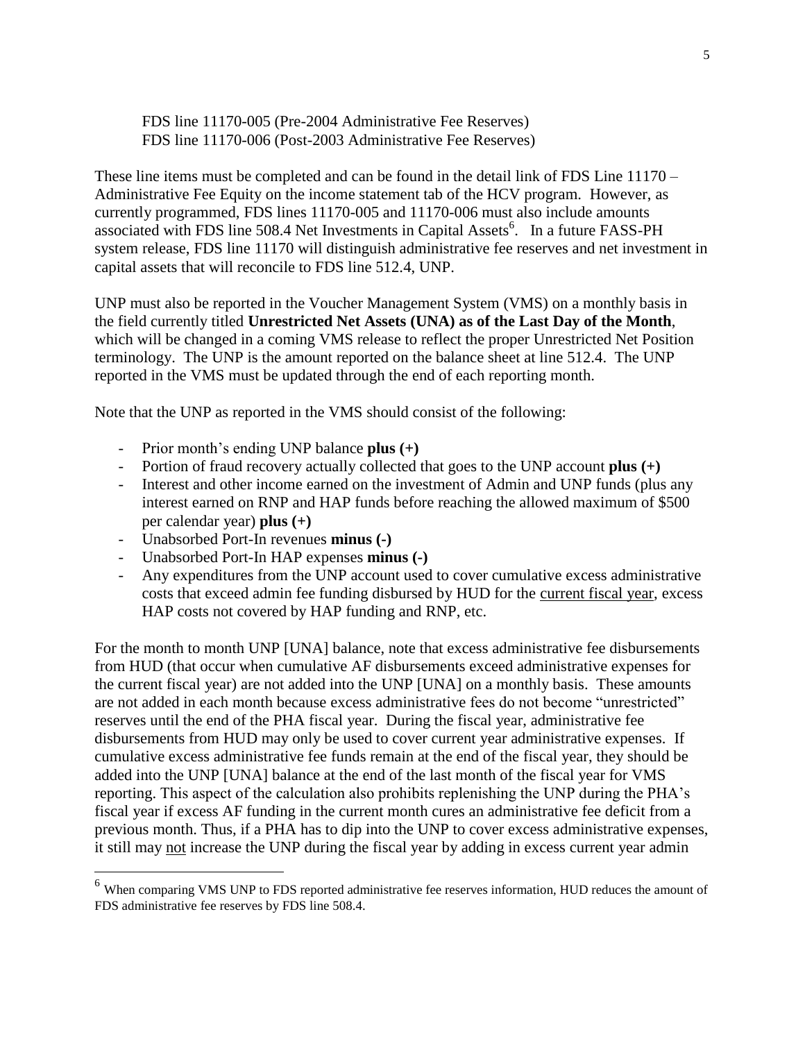FDS line 11170-005 (Pre-2004 Administrative Fee Reserves)
FDS line 11170-006 (Post-2003 Administrative Fee Reserves)

These line items must be completed and can be found in the detail link of FDS Line 11170 – Administrative Fee Equity on the income statement tab of the HCV program. However, as currently programmed, FDS lines 11170-005 and 11170-006 must also include amounts associated with FDS line 508.4 Net Investments in Capital Assets[6]. In a future FASS-PH system release, FDS line 11170 will distinguish administrative fee reserves and net investment in capital assets that will reconcile to FDS line 512.4, UNP.

UNP must also be reported in the Voucher Management System (VMS) on a monthly basis in the field currently titled **Unrestricted Net Assets (UNA) as of the Last Day of the Month**, which will be changed in a coming VMS release to reflect the proper Unrestricted Net Position terminology. The UNP is the amount reported on the balance sheet at line 512.4. The UNP reported in the VMS must be updated through the end of each reporting month.

Note that the UNP as reported in the VMS should consist of the following:

- Prior month's ending UNP balance **plus (+)**
- Portion of fraud recovery actually collected that goes to the UNP account **plus (+)**
- Interest and other income earned on the investment of Admin and UNP funds (plus any interest earned on RNP and HAP funds before reaching the allowed maximum of $500 per calendar year) **plus (+)**
- Unabsorbed Port-In revenues **minus (-)**
- Unabsorbed Port-In HAP expenses **minus (-)**
- Any expenditures from the UNP account used to cover cumulative excess administrative costs that exceed admin fee funding disbursed by HUD for the <u>current fiscal year</u>, excess HAP costs not covered by HAP funding and RNP, etc.

For the month to month UNP [UNA] balance, note that excess administrative fee disbursements from HUD (that occur when cumulative AF disbursements exceed administrative expenses for the current fiscal year) are not added into the UNP [UNA] on a monthly basis. These amounts are not added in each month because excess administrative fees do not become "unrestricted" reserves until the end of the PHA fiscal year. During the fiscal year, administrative fee disbursements from HUD may only be used to cover current year administrative expenses. If cumulative excess administrative fee funds remain at the end of the fiscal year, they should be added into the UNP [UNA] balance at the end of the last month of the fiscal year for VMS reporting. This aspect of the calculation also prohibits replenishing the UNP during the PHA's fiscal year if excess AF funding in the current month cures an administrative fee deficit from a previous month. Thus, if a PHA has to dip into the UNP to cover excess administrative expenses, it still may <u>not</u> increase the UNP during the fiscal year by adding in excess current year admin

[6] When comparing VMS UNP to FDS reported administrative fee reserves information, HUD reduces the amount of FDS administrative fee reserves by FDS line 508.4.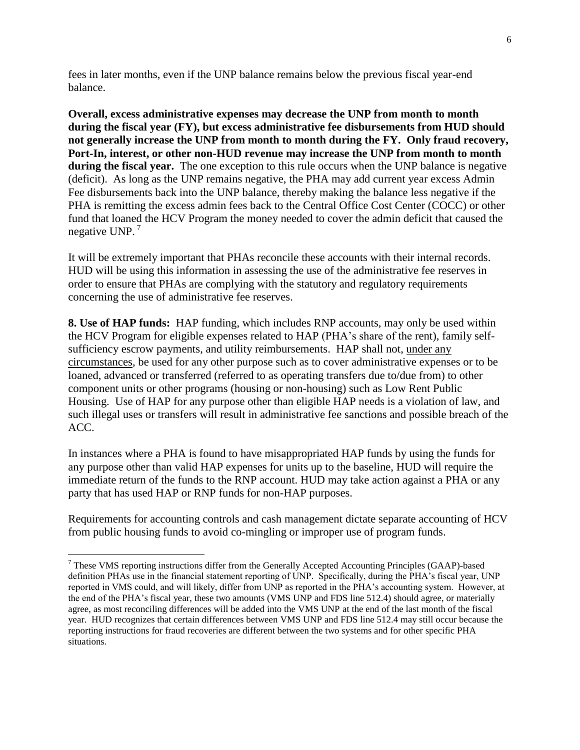fees in later months, even if the UNP balance remains below the previous fiscal year-end balance.

**Overall, excess administrative expenses may decrease the UNP from month to month during the fiscal year (FY), but excess administrative fee disbursements from HUD should not generally increase the UNP from month to month during the FY. Only fraud recovery, Port-In, interest, or other non-HUD revenue may increase the UNP from month to month during the fiscal year.** The one exception to this rule occurs when the UNP balance is negative (deficit). As long as the UNP remains negative, the PHA may add current year excess Admin Fee disbursements back into the UNP balance, thereby making the balance less negative if the PHA is remitting the excess admin fees back to the Central Office Cost Center (COCC) or other fund that loaned the HCV Program the money needed to cover the admin deficit that caused the negative UNP.[7]

It will be extremely important that PHAs reconcile these accounts with their internal records. HUD will be using this information in assessing the use of the administrative fee reserves in order to ensure that PHAs are complying with the statutory and regulatory requirements concerning the use of administrative fee reserves.

**8. Use of HAP funds:** HAP funding, which includes RNP accounts, may only be used within the HCV Program for eligible expenses related to HAP (PHA's share of the rent), family self-sufficiency escrow payments, and utility reimbursements. HAP shall not, <u>under any circumstances</u>, be used for any other purpose such as to cover administrative expenses or to be loaned, advanced or transferred (referred to as operating transfers due to/due from) to other component units or other programs (housing or non-housing) such as Low Rent Public Housing. Use of HAP for any purpose other than eligible HAP needs is a violation of law, and such illegal uses or transfers will result in administrative fee sanctions and possible breach of the ACC.

In instances where a PHA is found to have misappropriated HAP funds by using the funds for any purpose other than valid HAP expenses for units up to the baseline, HUD will require the immediate return of the funds to the RNP account. HUD may take action against a PHA or any party that has used HAP or RNP funds for non-HAP purposes.

Requirements for accounting controls and cash management dictate separate accounting of HCV from public housing funds to avoid co-mingling or improper use of program funds.

---

[7] These VMS reporting instructions differ from the Generally Accepted Accounting Principles (GAAP)-based definition PHAs use in the financial statement reporting of UNP. Specifically, during the PHA's fiscal year, UNP reported in VMS could, and will likely, differ from UNP as reported in the PHA's accounting system. However, at the end of the PHA's fiscal year, these two amounts (VMS UNP and FDS line 512.4) should agree, or materially agree, as most reconciling differences will be added into the VMS UNP at the end of the last month of the fiscal year. HUD recognizes that certain differences between VMS UNP and FDS line 512.4 may still occur because the reporting instructions for fraud recoveries are different between the two systems and for other specific PHA situations.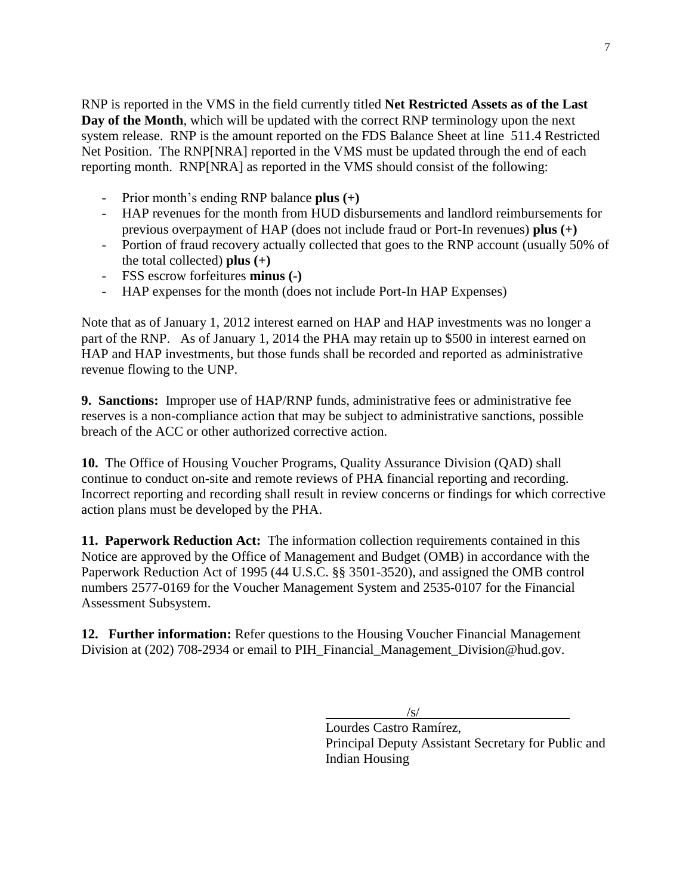RNP is reported in the VMS in the field currently titled **Net Restricted Assets as of the Last Day of the Month**, which will be updated with the correct RNP terminology upon the next system release. RNP is the amount reported on the FDS Balance Sheet at line 511.4 Restricted Net Position. The RNP[NRA] reported in the VMS must be updated through the end of each reporting month. RNP[NRA] as reported in the VMS should consist of the following:

- Prior month's ending RNP balance **plus (+)**
- HAP revenues for the month from HUD disbursements and landlord reimbursements for previous overpayment of HAP (does not include fraud or Port-In revenues) **plus (+)**
- Portion of fraud recovery actually collected that goes to the RNP account (usually 50% of the total collected) **plus (+)**
- FSS escrow forfeitures **minus (-)**
- HAP expenses for the month (does not include Port-In HAP Expenses)

Note that as of January 1, 2012 interest earned on HAP and HAP investments was no longer a part of the RNP. As of January 1, 2014 the PHA may retain up to $500 in interest earned on HAP and HAP investments, but those funds shall be recorded and reported as administrative revenue flowing to the UNP.

**9. Sanctions:** Improper use of HAP/RNP funds, administrative fees or administrative fee reserves is a non-compliance action that may be subject to administrative sanctions, possible breach of the ACC or other authorized corrective action.

**10.** The Office of Housing Voucher Programs, Quality Assurance Division (QAD) shall continue to conduct on-site and remote reviews of PHA financial reporting and recording. Incorrect reporting and recording shall result in review concerns or findings for which corrective action plans must be developed by the PHA.

**11. Paperwork Reduction Act:** The information collection requirements contained in this Notice are approved by the Office of Management and Budget (OMB) in accordance with the Paperwork Reduction Act of 1995 (44 U.S.C. §§ 3501-3520), and assigned the OMB control numbers 2577-0169 for the Voucher Management System and 2535-0107 for the Financial Assessment Subsystem.

**12. Further information:** Refer questions to the Housing Voucher Financial Management Division at (202) 708-2934 or email to PIH_Financial_Management_Division@hud.gov.

/s/

Lourdes Castro Ramírez,
Principal Deputy Assistant Secretary for Public and Indian Housing